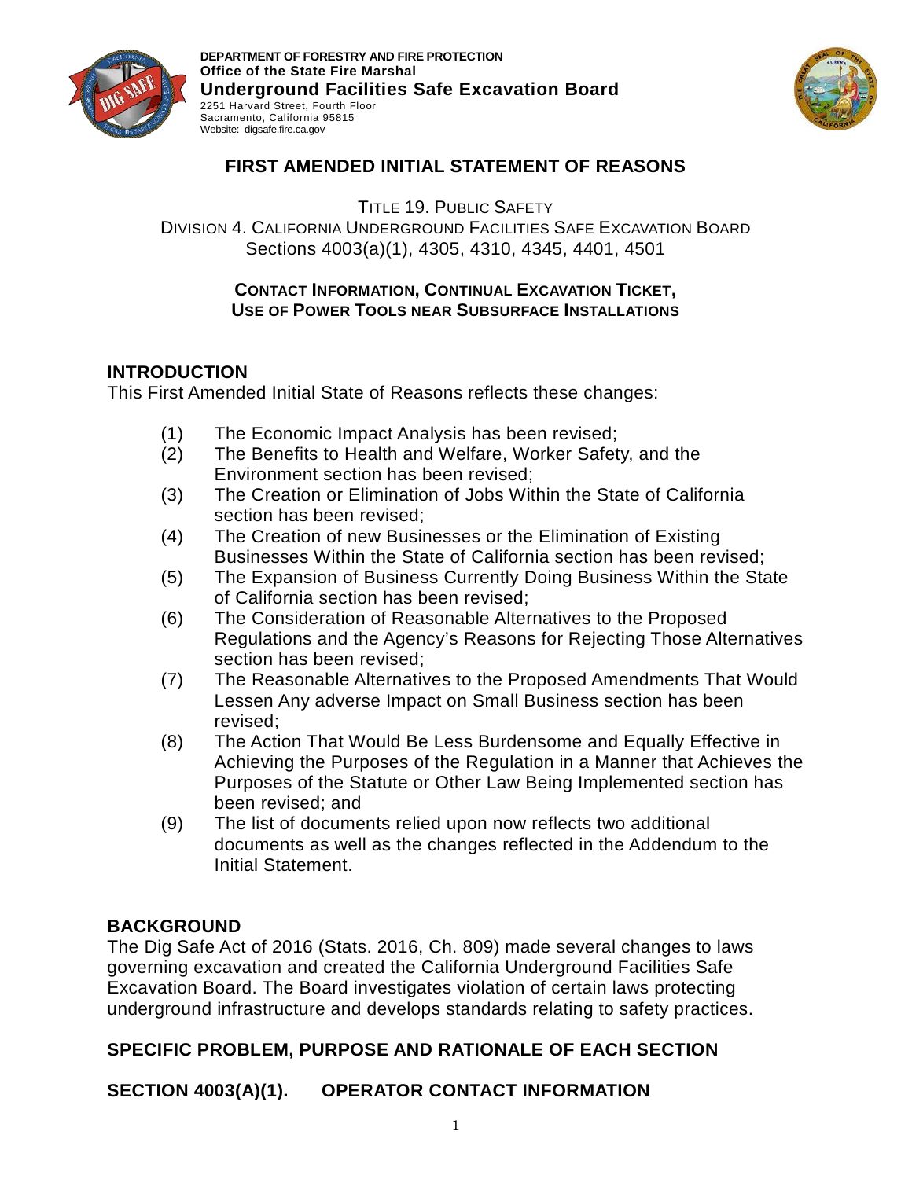DEPARTMENT OF FORESTRY AND FIRE PROTECTION
**Office of the State Fire Marshal**
**Underground Facilities Safe Excavation Board**
2251 Harvard Street, Fourth Floor
Sacramento, California 95815
Website: digsafe.fire.ca.gov

# FIRST AMENDED INITIAL STATEMENT OF REASONS

TITLE 19. PUBLIC SAFETY
DIVISION 4. CALIFORNIA UNDERGROUND FACILITIES SAFE EXCAVATION BOARD
Sections 4003(a)(1), 4305, 4310, 4345, 4401, 4501

**CONTACT INFORMATION, CONTINUAL EXCAVATION TICKET, USE OF POWER TOOLS NEAR SUBSURFACE INSTALLATIONS**

## INTRODUCTION

This First Amended Initial State of Reasons reflects these changes:

(1) The Economic Impact Analysis has been revised;
(2) The Benefits to Health and Welfare, Worker Safety, and the Environment section has been revised;
(3) The Creation or Elimination of Jobs Within the State of California section has been revised;
(4) The Creation of new Businesses or the Elimination of Existing Businesses Within the State of California section has been revised;
(5) The Expansion of Business Currently Doing Business Within the State of California section has been revised;
(6) The Consideration of Reasonable Alternatives to the Proposed Regulations and the Agency's Reasons for Rejecting Those Alternatives section has been revised;
(7) The Reasonable Alternatives to the Proposed Amendments That Would Lessen Any adverse Impact on Small Business section has been revised;
(8) The Action That Would Be Less Burdensome and Equally Effective in Achieving the Purposes of the Regulation in a Manner that Achieves the Purposes of the Statute or Other Law Being Implemented section has been revised; and
(9) The list of documents relied upon now reflects two additional documents as well as the changes reflected in the Addendum to the Initial Statement.

## BACKGROUND

The Dig Safe Act of 2016 (Stats. 2016, Ch. 809) made several changes to laws governing excavation and created the California Underground Facilities Safe Excavation Board. The Board investigates violation of certain laws protecting underground infrastructure and develops standards relating to safety practices.

## SPECIFIC PROBLEM, PURPOSE AND RATIONALE OF EACH SECTION

## SECTION 4003(A)(1). OPERATOR CONTACT INFORMATION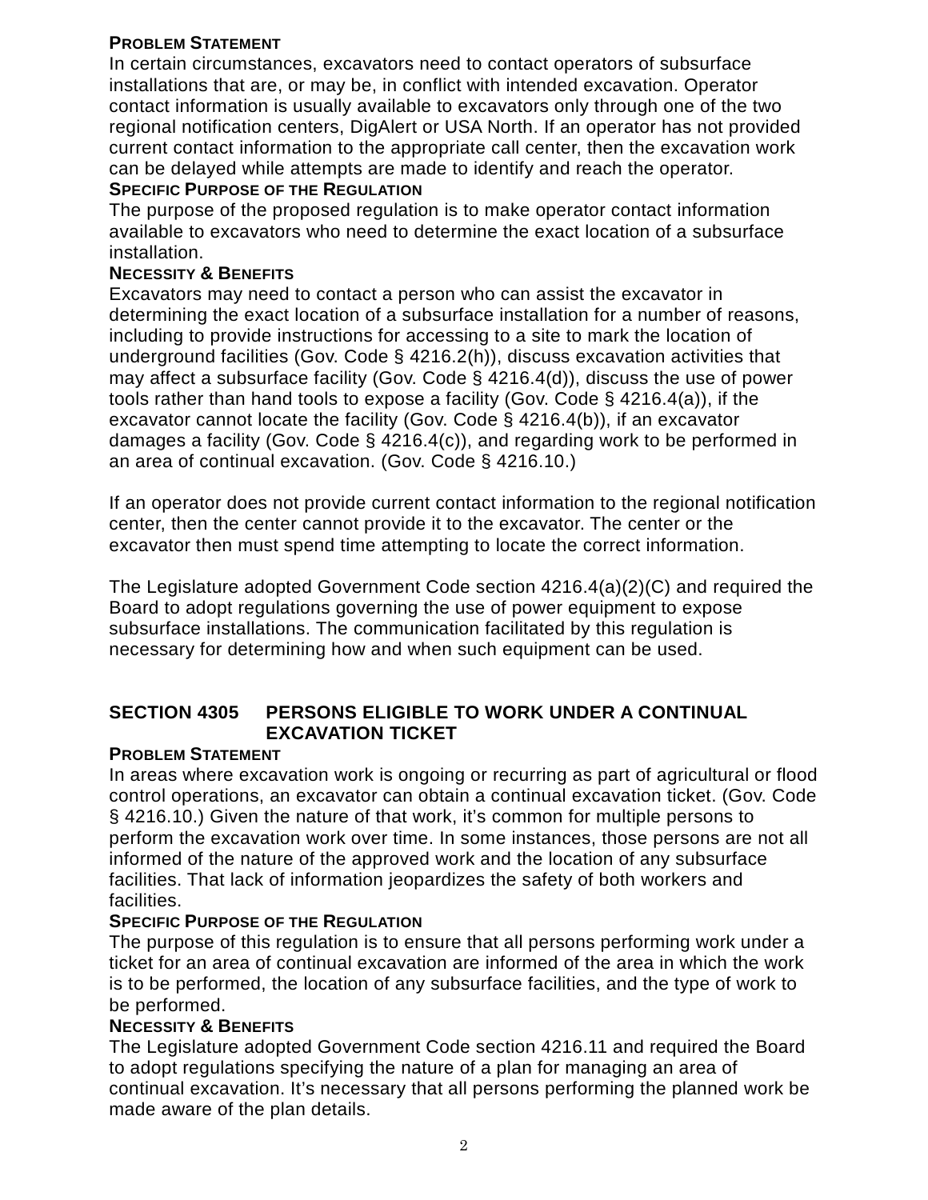**PROBLEM STATEMENT**

In certain circumstances, excavators need to contact operators of subsurface installations that are, or may be, in conflict with intended excavation. Operator contact information is usually available to excavators only through one of the two regional notification centers, DigAlert or USA North. If an operator has not provided current contact information to the appropriate call center, then the excavation work can be delayed while attempts are made to identify and reach the operator.

**SPECIFIC PURPOSE OF THE REGULATION**

The purpose of the proposed regulation is to make operator contact information available to excavators who need to determine the exact location of a subsurface installation.

**NECESSITY & BENEFITS**

Excavators may need to contact a person who can assist the excavator in determining the exact location of a subsurface installation for a number of reasons, including to provide instructions for accessing to a site to mark the location of underground facilities (Gov. Code § 4216.2(h)), discuss excavation activities that may affect a subsurface facility (Gov. Code § 4216.4(d)), discuss the use of power tools rather than hand tools to expose a facility (Gov. Code § 4216.4(a)), if the excavator cannot locate the facility (Gov. Code § 4216.4(b)), if an excavator damages a facility (Gov. Code § 4216.4(c)), and regarding work to be performed in an area of continual excavation. (Gov. Code § 4216.10.)

If an operator does not provide current contact information to the regional notification center, then the center cannot provide it to the excavator. The center or the excavator then must spend time attempting to locate the correct information.

The Legislature adopted Government Code section 4216.4(a)(2)(C) and required the Board to adopt regulations governing the use of power equipment to expose subsurface installations. The communication facilitated by this regulation is necessary for determining how and when such equipment can be used.

## SECTION 4305 PERSONS ELIGIBLE TO WORK UNDER A CONTINUAL EXCAVATION TICKET

**PROBLEM STATEMENT**

In areas where excavation work is ongoing or recurring as part of agricultural or flood control operations, an excavator can obtain a continual excavation ticket. (Gov. Code § 4216.10.) Given the nature of that work, it's common for multiple persons to perform the excavation work over time. In some instances, those persons are not all informed of the nature of the approved work and the location of any subsurface facilities. That lack of information jeopardizes the safety of both workers and facilities.

**SPECIFIC PURPOSE OF THE REGULATION**

The purpose of this regulation is to ensure that all persons performing work under a ticket for an area of continual excavation are informed of the area in which the work is to be performed, the location of any subsurface facilities, and the type of work to be performed.

**NECESSITY & BENEFITS**

The Legislature adopted Government Code section 4216.11 and required the Board to adopt regulations specifying the nature of a plan for managing an area of continual excavation. It's necessary that all persons performing the planned work be made aware of the plan details.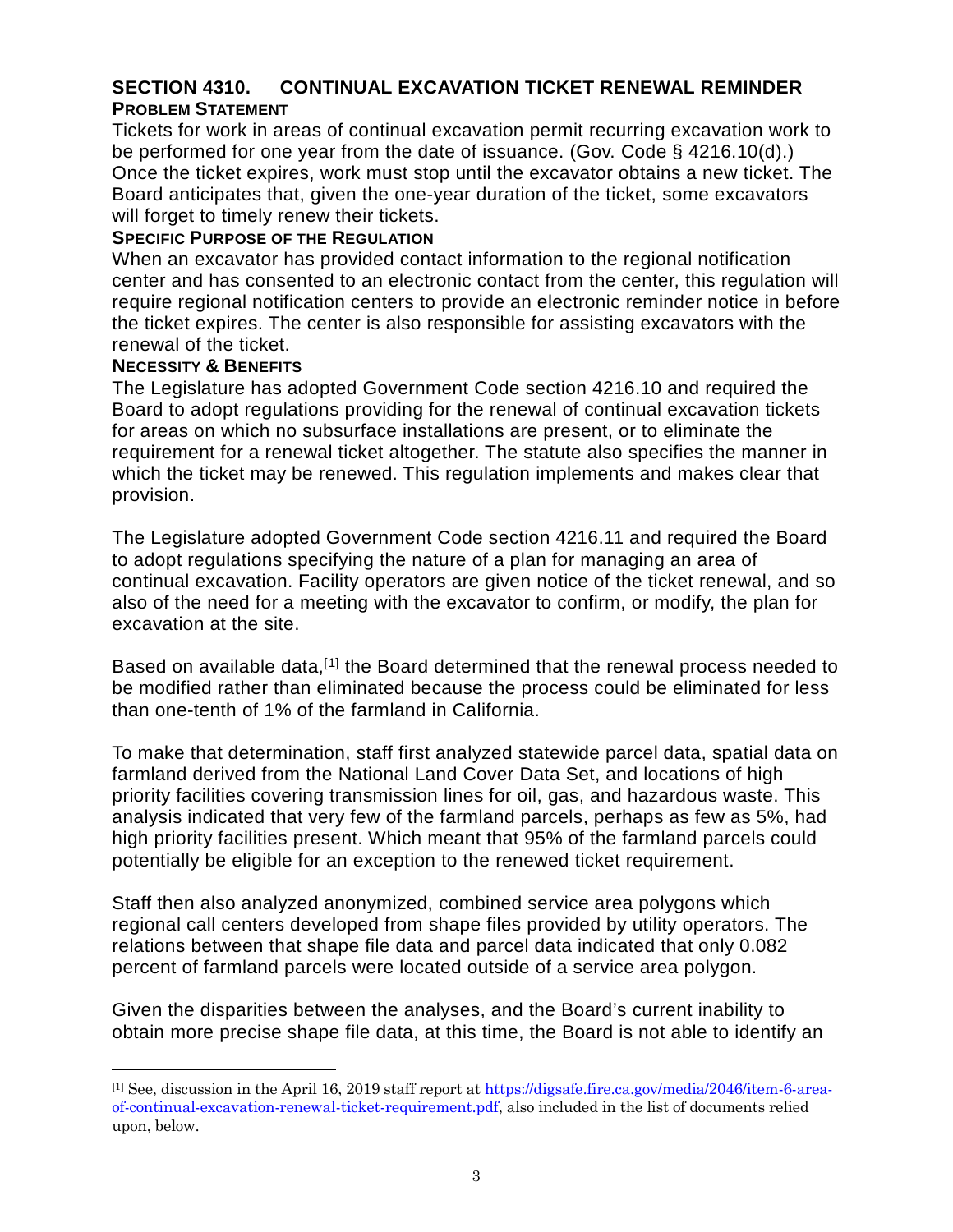## SECTION 4310. CONTINUAL EXCAVATION TICKET RENEWAL REMINDER

### PROBLEM STATEMENT

Tickets for work in areas of continual excavation permit recurring excavation work to be performed for one year from the date of issuance. (Gov. Code § 4216.10(d).) Once the ticket expires, work must stop until the excavator obtains a new ticket. The Board anticipates that, given the one-year duration of the ticket, some excavators will forget to timely renew their tickets.

### SPECIFIC PURPOSE OF THE REGULATION

When an excavator has provided contact information to the regional notification center and has consented to an electronic contact from the center, this regulation will require regional notification centers to provide an electronic reminder notice in before the ticket expires. The center is also responsible for assisting excavators with the renewal of the ticket.

### NECESSITY & BENEFITS

The Legislature has adopted Government Code section 4216.10 and required the Board to adopt regulations providing for the renewal of continual excavation tickets for areas on which no subsurface installations are present, or to eliminate the requirement for a renewal ticket altogether. The statute also specifies the manner in which the ticket may be renewed. This regulation implements and makes clear that provision.

The Legislature adopted Government Code section 4216.11 and required the Board to adopt regulations specifying the nature of a plan for managing an area of continual excavation. Facility operators are given notice of the ticket renewal, and so also of the need for a meeting with the excavator to confirm, or modify, the plan for excavation at the site.

Based on available data,[1] the Board determined that the renewal process needed to be modified rather than eliminated because the process could be eliminated for less than one-tenth of 1% of the farmland in California.

To make that determination, staff first analyzed statewide parcel data, spatial data on farmland derived from the National Land Cover Data Set, and locations of high priority facilities covering transmission lines for oil, gas, and hazardous waste. This analysis indicated that very few of the farmland parcels, perhaps as few as 5%, had high priority facilities present. Which meant that 95% of the farmland parcels could potentially be eligible for an exception to the renewed ticket requirement.

Staff then also analyzed anonymized, combined service area polygons which regional call centers developed from shape files provided by utility operators. The relations between that shape file data and parcel data indicated that only 0.082 percent of farmland parcels were located outside of a service area polygon.

Given the disparities between the analyses, and the Board's current inability to obtain more precise shape file data, at this time, the Board is not able to identify an

---

[1] See, discussion in the April 16, 2019 staff report at https://digsafe.fire.ca.gov/media/2046/item-6-area-of-continual-excavation-renewal-ticket-requirement.pdf, also included in the list of documents relied upon, below.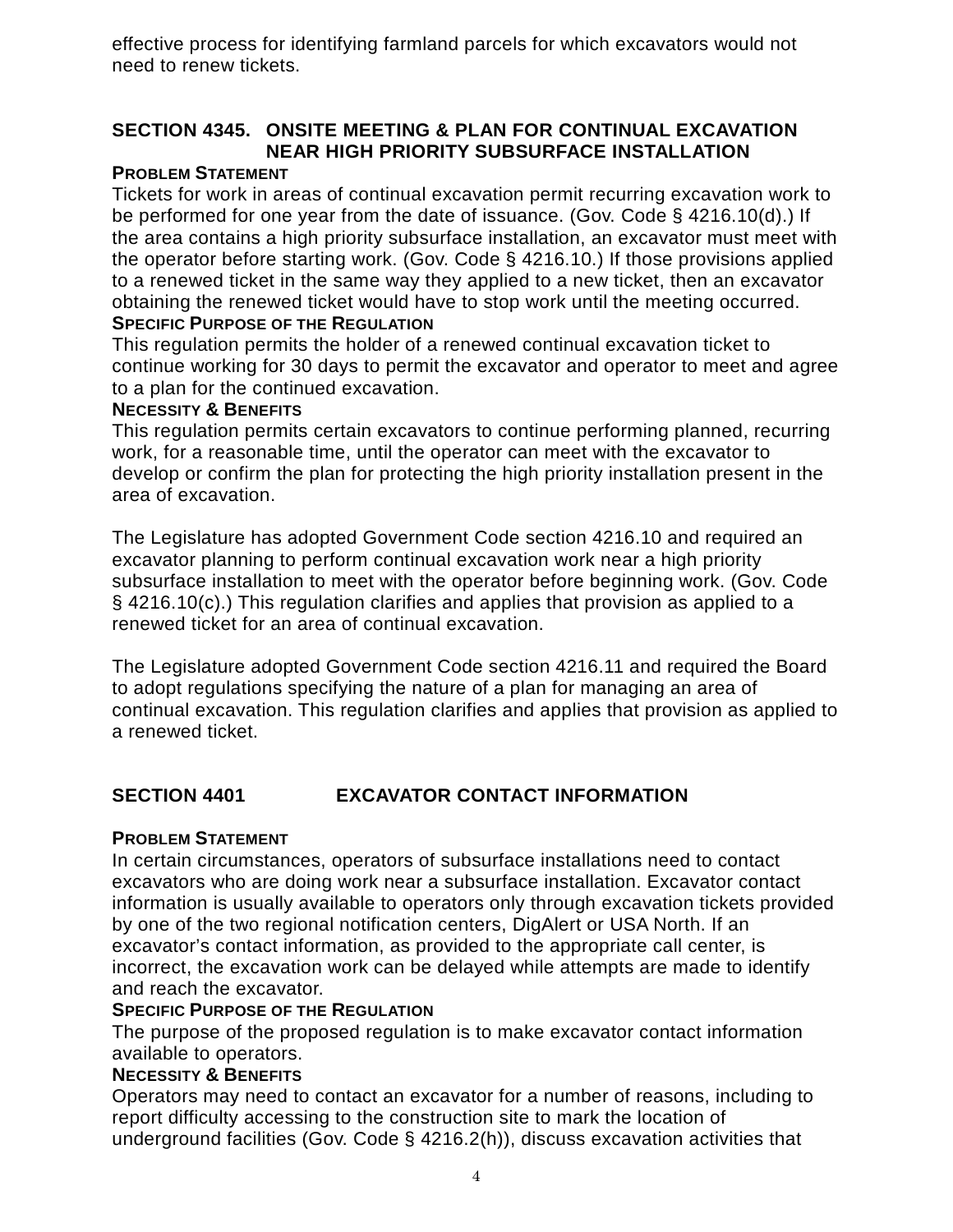effective process for identifying farmland parcels for which excavators would not need to renew tickets.

## SECTION 4345. ONSITE MEETING & PLAN FOR CONTINUAL EXCAVATION NEAR HIGH PRIORITY SUBSURFACE INSTALLATION

**PROBLEM STATEMENT**

Tickets for work in areas of continual excavation permit recurring excavation work to be performed for one year from the date of issuance. (Gov. Code § 4216.10(d).) If the area contains a high priority subsurface installation, an excavator must meet with the operator before starting work. (Gov. Code § 4216.10.) If those provisions applied to a renewed ticket in the same way they applied to a new ticket, then an excavator obtaining the renewed ticket would have to stop work until the meeting occurred.

**SPECIFIC PURPOSE OF THE REGULATION**

This regulation permits the holder of a renewed continual excavation ticket to continue working for 30 days to permit the excavator and operator to meet and agree to a plan for the continued excavation.

**NECESSITY & BENEFITS**

This regulation permits certain excavators to continue performing planned, recurring work, for a reasonable time, until the operator can meet with the excavator to develop or confirm the plan for protecting the high priority installation present in the area of excavation.

The Legislature has adopted Government Code section 4216.10 and required an excavator planning to perform continual excavation work near a high priority subsurface installation to meet with the operator before beginning work. (Gov. Code § 4216.10(c).) This regulation clarifies and applies that provision as applied to a renewed ticket for an area of continual excavation.

The Legislature adopted Government Code section 4216.11 and required the Board to adopt regulations specifying the nature of a plan for managing an area of continual excavation. This regulation clarifies and applies that provision as applied to a renewed ticket.

## SECTION 4401 EXCAVATOR CONTACT INFORMATION

**PROBLEM STATEMENT**

In certain circumstances, operators of subsurface installations need to contact excavators who are doing work near a subsurface installation. Excavator contact information is usually available to operators only through excavation tickets provided by one of the two regional notification centers, DigAlert or USA North. If an excavator's contact information, as provided to the appropriate call center, is incorrect, the excavation work can be delayed while attempts are made to identify and reach the excavator.

**SPECIFIC PURPOSE OF THE REGULATION**

The purpose of the proposed regulation is to make excavator contact information available to operators.

**NECESSITY & BENEFITS**

Operators may need to contact an excavator for a number of reasons, including to report difficulty accessing to the construction site to mark the location of underground facilities (Gov. Code § 4216.2(h)), discuss excavation activities that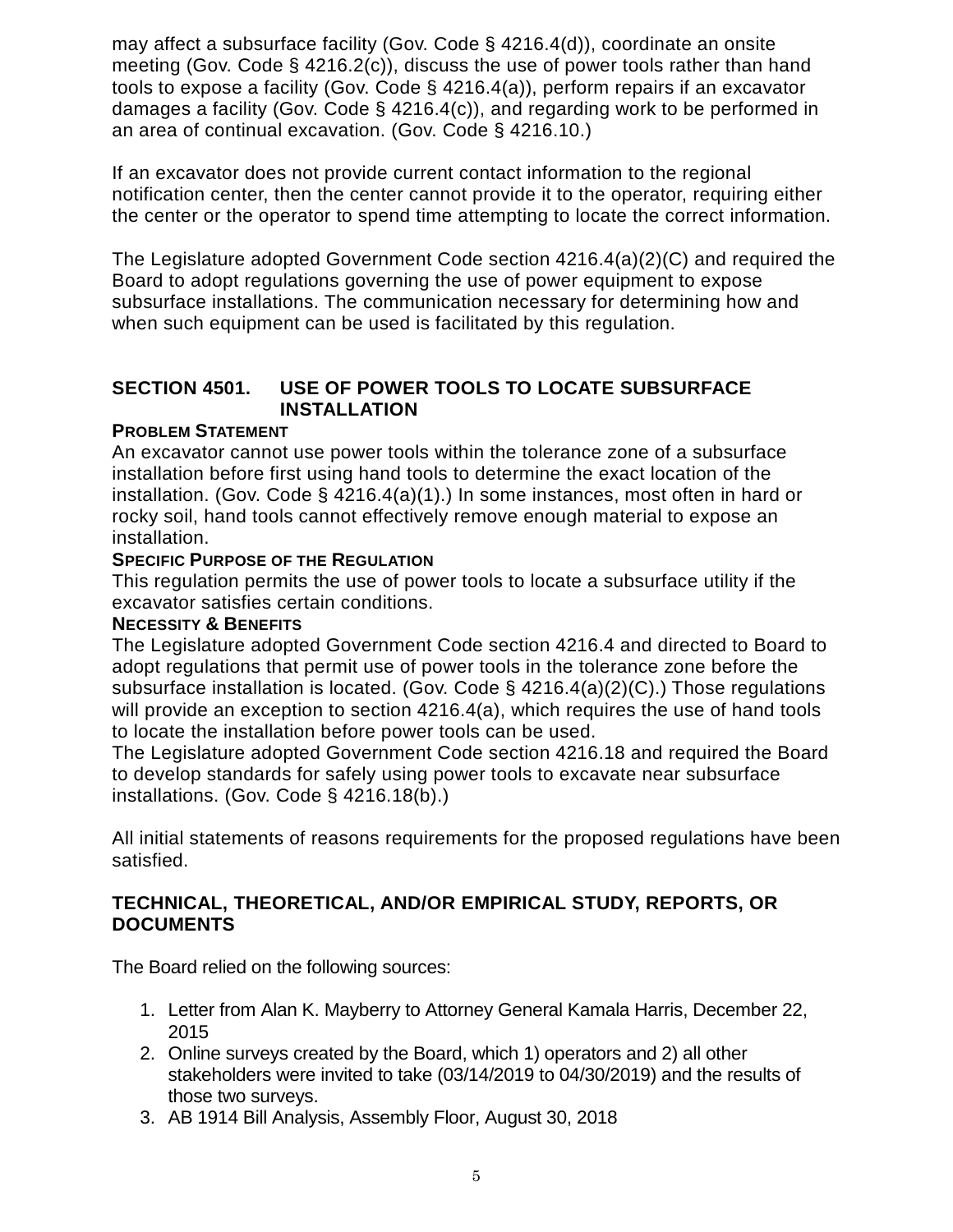may affect a subsurface facility (Gov. Code § 4216.4(d)), coordinate an onsite meeting (Gov. Code § 4216.2(c)), discuss the use of power tools rather than hand tools to expose a facility (Gov. Code § 4216.4(a)), perform repairs if an excavator damages a facility (Gov. Code § 4216.4(c)), and regarding work to be performed in an area of continual excavation. (Gov. Code § 4216.10.)

If an excavator does not provide current contact information to the regional notification center, then the center cannot provide it to the operator, requiring either the center or the operator to spend time attempting to locate the correct information.

The Legislature adopted Government Code section 4216.4(a)(2)(C) and required the Board to adopt regulations governing the use of power equipment to expose subsurface installations. The communication necessary for determining how and when such equipment can be used is facilitated by this regulation.

## SECTION 4501. USE OF POWER TOOLS TO LOCATE SUBSURFACE INSTALLATION

**PROBLEM STATEMENT**

An excavator cannot use power tools within the tolerance zone of a subsurface installation before first using hand tools to determine the exact location of the installation. (Gov. Code § 4216.4(a)(1).) In some instances, most often in hard or rocky soil, hand tools cannot effectively remove enough material to expose an installation.

**SPECIFIC PURPOSE OF THE REGULATION**

This regulation permits the use of power tools to locate a subsurface utility if the excavator satisfies certain conditions.

**NECESSITY & BENEFITS**

The Legislature adopted Government Code section 4216.4 and directed to Board to adopt regulations that permit use of power tools in the tolerance zone before the subsurface installation is located. (Gov. Code § 4216.4(a)(2)(C).) Those regulations will provide an exception to section 4216.4(a), which requires the use of hand tools to locate the installation before power tools can be used.

The Legislature adopted Government Code section 4216.18 and required the Board to develop standards for safely using power tools to excavate near subsurface installations. (Gov. Code § 4216.18(b).)

All initial statements of reasons requirements for the proposed regulations have been satisfied.

## TECHNICAL, THEORETICAL, AND/OR EMPIRICAL STUDY, REPORTS, OR DOCUMENTS

The Board relied on the following sources:

1. Letter from Alan K. Mayberry to Attorney General Kamala Harris, December 22, 2015
2. Online surveys created by the Board, which 1) operators and 2) all other stakeholders were invited to take (03/14/2019 to 04/30/2019) and the results of those two surveys.
3. AB 1914 Bill Analysis, Assembly Floor, August 30, 2018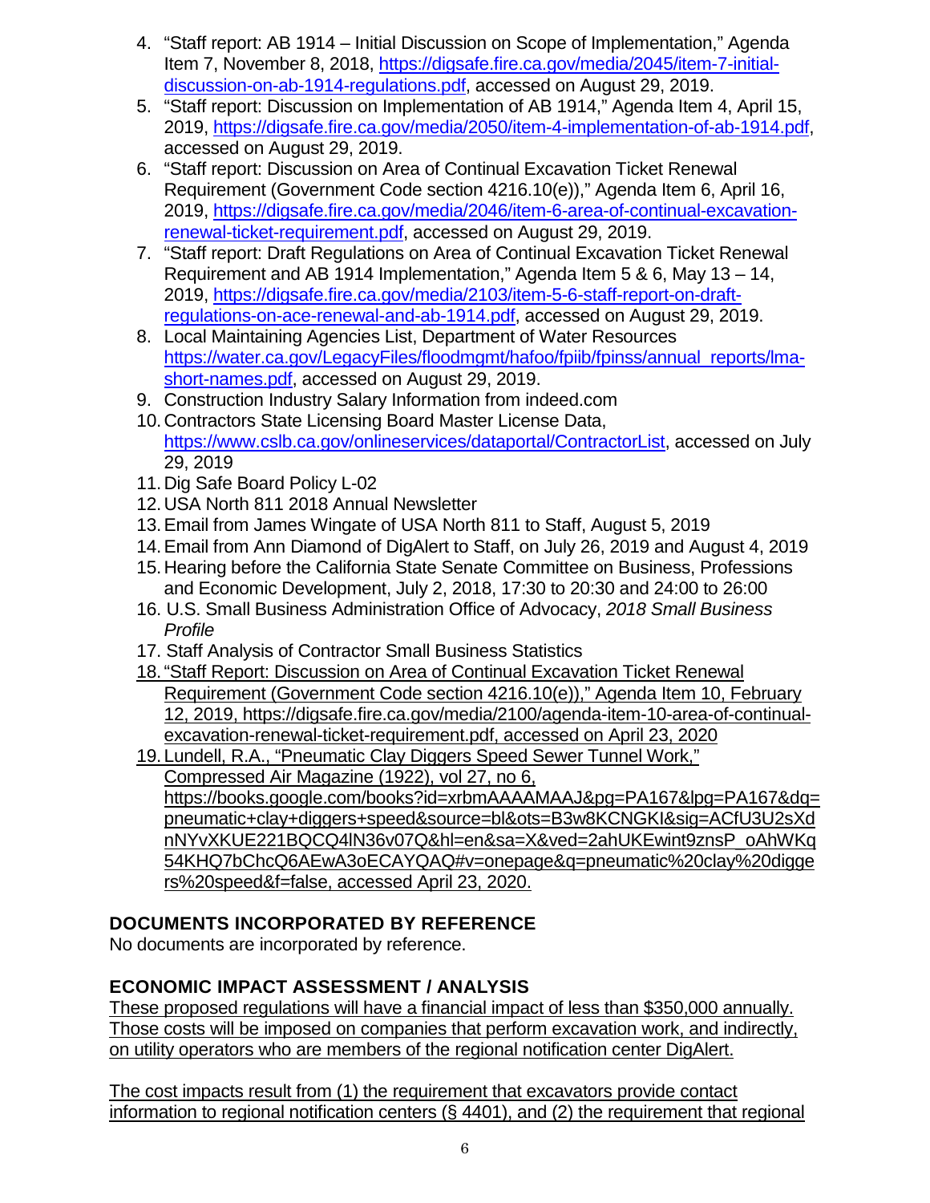4. "Staff report: AB 1914 – Initial Discussion on Scope of Implementation," Agenda Item 7, November 8, 2018, https://digsafe.fire.ca.gov/media/2045/item-7-initial-discussion-on-ab-1914-regulations.pdf, accessed on August 29, 2019.
5. "Staff report: Discussion on Implementation of AB 1914," Agenda Item 4, April 15, 2019, https://digsafe.fire.ca.gov/media/2050/item-4-implementation-of-ab-1914.pdf, accessed on August 29, 2019.
6. "Staff report: Discussion on Area of Continual Excavation Ticket Renewal Requirement (Government Code section 4216.10(e))," Agenda Item 6, April 16, 2019, https://digsafe.fire.ca.gov/media/2046/item-6-area-of-continual-excavation-renewal-ticket-requirement.pdf, accessed on August 29, 2019.
7. "Staff report: Draft Regulations on Area of Continual Excavation Ticket Renewal Requirement and AB 1914 Implementation," Agenda Item 5 & 6, May 13 – 14, 2019, https://digsafe.fire.ca.gov/media/2103/item-5-6-staff-report-on-draft-regulations-on-ace-renewal-and-ab-1914.pdf, accessed on August 29, 2019.
8. Local Maintaining Agencies List, Department of Water Resources https://water.ca.gov/LegacyFiles/floodmgmt/hafoo/fpiib/fpinss/annual_reports/lma-short-names.pdf, accessed on August 29, 2019.
9. Construction Industry Salary Information from indeed.com
10. Contractors State Licensing Board Master License Data, https://www.cslb.ca.gov/onlineservices/dataportal/ContractorList, accessed on July 29, 2019
11. Dig Safe Board Policy L-02
12. USA North 811 2018 Annual Newsletter
13. Email from James Wingate of USA North 811 to Staff, August 5, 2019
14. Email from Ann Diamond of DigAlert to Staff, on July 26, 2019 and August 4, 2019
15. Hearing before the California State Senate Committee on Business, Professions and Economic Development, July 2, 2018, 17:30 to 20:30 and 24:00 to 26:00
16. U.S. Small Business Administration Office of Advocacy, *2018 Small Business Profile*
17. Staff Analysis of Contractor Small Business Statistics
18. "Staff Report: Discussion on Area of Continual Excavation Ticket Renewal Requirement (Government Code section 4216.10(e))," Agenda Item 10, February 12, 2019, https://digsafe.fire.ca.gov/media/2100/agenda-item-10-area-of-continual-excavation-renewal-ticket-requirement.pdf, accessed on April 23, 2020
19. Lundell, R.A., "Pneumatic Clay Diggers Speed Sewer Tunnel Work," Compressed Air Magazine (1922), vol 27, no 6, https://books.google.com/books?id=xrbmAAAAMAAJ&pg=PA167&lpg=PA167&dq=pneumatic+clay+diggers+speed&source=bl&ots=B3w8KCNGKI&sig=ACfU3U2sXdnNYvXKUE221BQCQ4lN36v07Q&hl=en&sa=X&ved=2ahUKEwint9znsP_oAhWKq54KHQ7bChcQ6AEwA3oECAYQAQ#v=onepage&q=pneumatic%20clay%20diggers%20speed&f=false, accessed April 23, 2020.

## DOCUMENTS INCORPORATED BY REFERENCE

No documents are incorporated by reference.

## ECONOMIC IMPACT ASSESSMENT / ANALYSIS

These proposed regulations will have a financial impact of less than $350,000 annually. Those costs will be imposed on companies that perform excavation work, and indirectly, on utility operators who are members of the regional notification center DigAlert.

The cost impacts result from (1) the requirement that excavators provide contact information to regional notification centers (§ 4401), and (2) the requirement that regional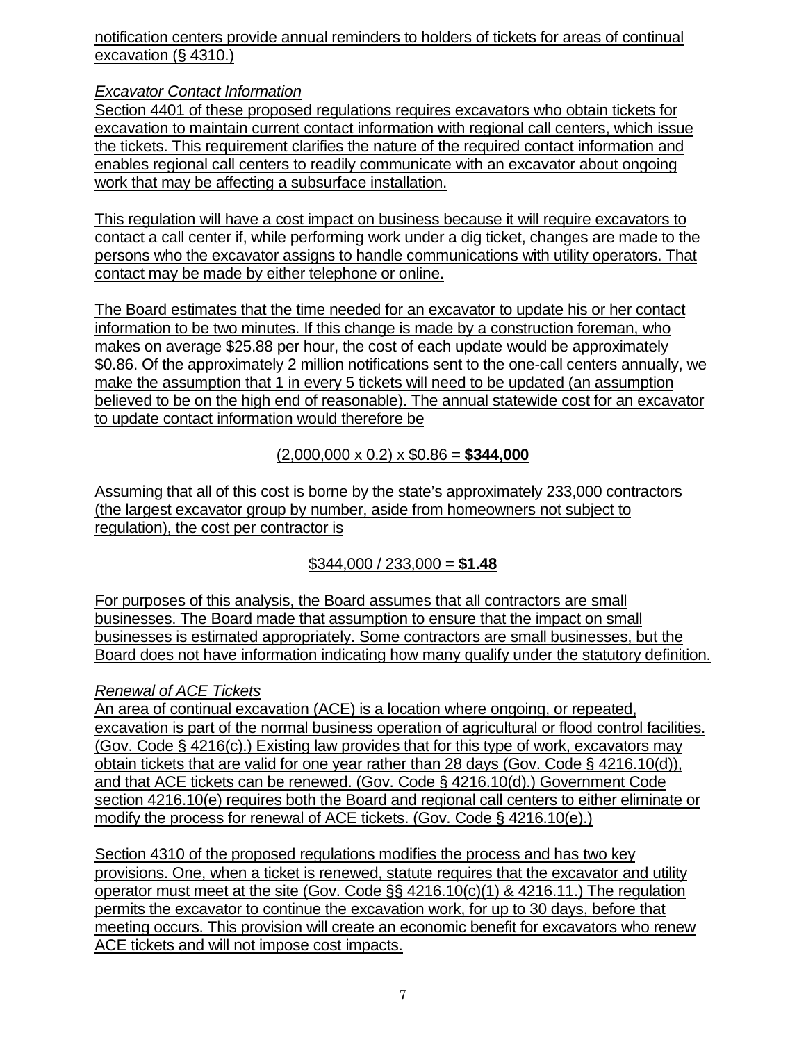notification centers provide annual reminders to holders of tickets for areas of continual excavation (§ 4310.)

*Excavator Contact Information*

Section 4401 of these proposed regulations requires excavators who obtain tickets for excavation to maintain current contact information with regional call centers, which issue the tickets. This requirement clarifies the nature of the required contact information and enables regional call centers to readily communicate with an excavator about ongoing work that may be affecting a subsurface installation.

This regulation will have a cost impact on business because it will require excavators to contact a call center if, while performing work under a dig ticket, changes are made to the persons who the excavator assigns to handle communications with utility operators. That contact may be made by either telephone or online.

The Board estimates that the time needed for an excavator to update his or her contact information to be two minutes. If this change is made by a construction foreman, who makes on average $25.88 per hour, the cost of each update would be approximately $0.86. Of the approximately 2 million notifications sent to the one-call centers annually, we make the assumption that 1 in every 5 tickets will need to be updated (an assumption believed to be on the high end of reasonable). The annual statewide cost for an excavator to update contact information would therefore be

(2,000,000 x 0.2) x $0.86 = **$344,000**

Assuming that all of this cost is borne by the state's approximately 233,000 contractors (the largest excavator group by number, aside from homeowners not subject to regulation), the cost per contractor is

$344,000 / 233,000 = **$1.48**

For purposes of this analysis, the Board assumes that all contractors are small businesses. The Board made that assumption to ensure that the impact on small businesses is estimated appropriately. Some contractors are small businesses, but the Board does not have information indicating how many qualify under the statutory definition.

*Renewal of ACE Tickets*

An area of continual excavation (ACE) is a location where ongoing, or repeated, excavation is part of the normal business operation of agricultural or flood control facilities. (Gov. Code § 4216(c).) Existing law provides that for this type of work, excavators may obtain tickets that are valid for one year rather than 28 days (Gov. Code § 4216.10(d)), and that ACE tickets can be renewed. (Gov. Code § 4216.10(d).) Government Code section 4216.10(e) requires both the Board and regional call centers to either eliminate or modify the process for renewal of ACE tickets. (Gov. Code § 4216.10(e).)

Section 4310 of the proposed regulations modifies the process and has two key provisions. One, when a ticket is renewed, statute requires that the excavator and utility operator must meet at the site (Gov. Code §§ 4216.10(c)(1) & 4216.11.) The regulation permits the excavator to continue the excavation work, for up to 30 days, before that meeting occurs. This provision will create an economic benefit for excavators who renew ACE tickets and will not impose cost impacts.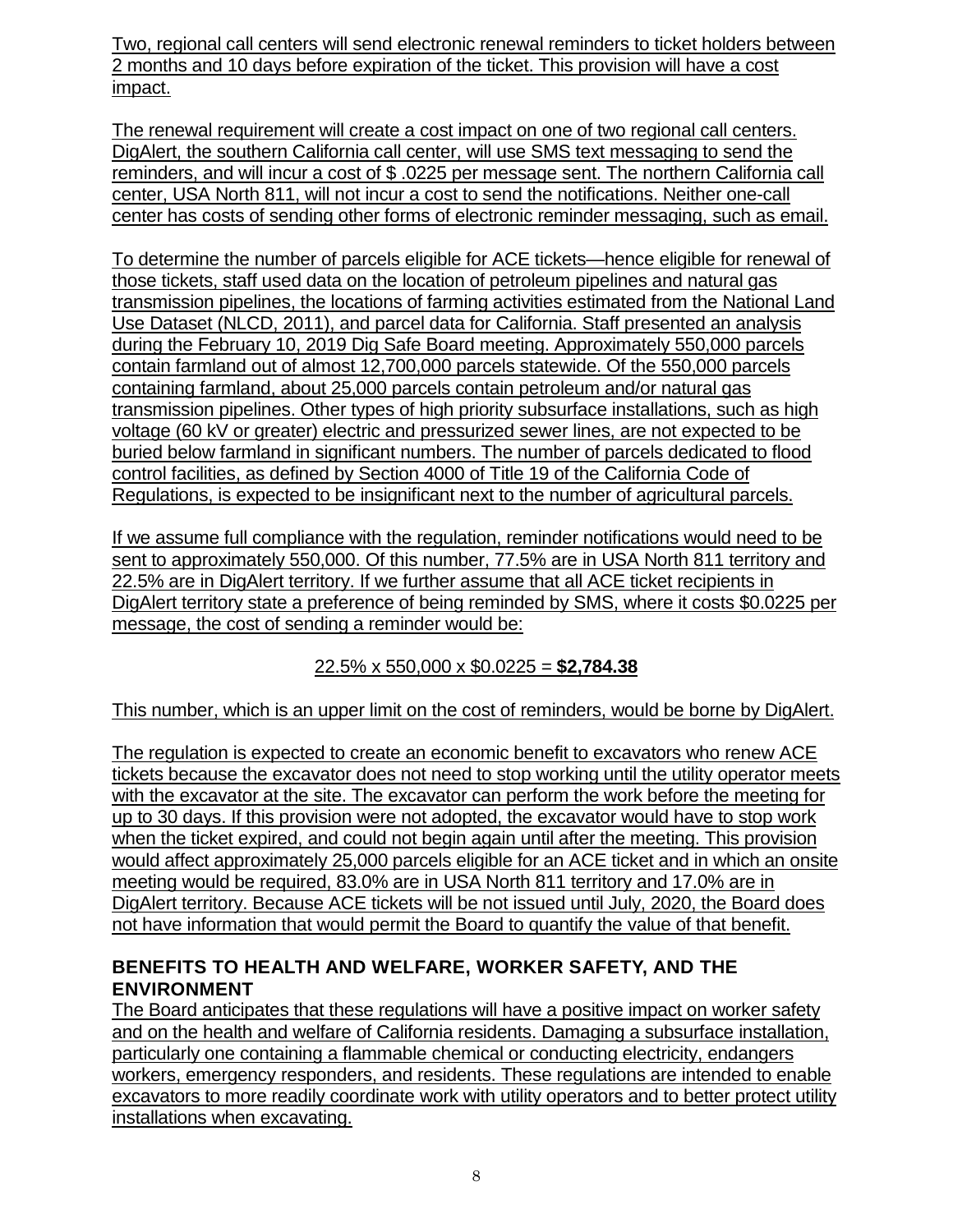Two, regional call centers will send electronic renewal reminders to ticket holders between 2 months and 10 days before expiration of the ticket. This provision will have a cost impact.

The renewal requirement will create a cost impact on one of two regional call centers. DigAlert, the southern California call center, will use SMS text messaging to send the reminders, and will incur a cost of $ .0225 per message sent. The northern California call center, USA North 811, will not incur a cost to send the notifications. Neither one-call center has costs of sending other forms of electronic reminder messaging, such as email.

To determine the number of parcels eligible for ACE tickets—hence eligible for renewal of those tickets, staff used data on the location of petroleum pipelines and natural gas transmission pipelines, the locations of farming activities estimated from the National Land Use Dataset (NLCD, 2011), and parcel data for California. Staff presented an analysis during the February 10, 2019 Dig Safe Board meeting. Approximately 550,000 parcels contain farmland out of almost 12,700,000 parcels statewide. Of the 550,000 parcels containing farmland, about 25,000 parcels contain petroleum and/or natural gas transmission pipelines. Other types of high priority subsurface installations, such as high voltage (60 kV or greater) electric and pressurized sewer lines, are not expected to be buried below farmland in significant numbers. The number of parcels dedicated to flood control facilities, as defined by Section 4000 of Title 19 of the California Code of Regulations, is expected to be insignificant next to the number of agricultural parcels.

If we assume full compliance with the regulation, reminder notifications would need to be sent to approximately 550,000. Of this number, 77.5% are in USA North 811 territory and 22.5% are in DigAlert territory. If we further assume that all ACE ticket recipients in DigAlert territory state a preference of being reminded by SMS, where it costs $0.0225 per message, the cost of sending a reminder would be:

22.5% x 550,000 x $0.0225 = **$2,784.38**

This number, which is an upper limit on the cost of reminders, would be borne by DigAlert.

The regulation is expected to create an economic benefit to excavators who renew ACE tickets because the excavator does not need to stop working until the utility operator meets with the excavator at the site. The excavator can perform the work before the meeting for up to 30 days. If this provision were not adopted, the excavator would have to stop work when the ticket expired, and could not begin again until after the meeting. This provision would affect approximately 25,000 parcels eligible for an ACE ticket and in which an onsite meeting would be required, 83.0% are in USA North 811 territory and 17.0% are in DigAlert territory. Because ACE tickets will be not issued until July, 2020, the Board does not have information that would permit the Board to quantify the value of that benefit.

## BENEFITS TO HEALTH AND WELFARE, WORKER SAFETY, AND THE ENVIRONMENT

The Board anticipates that these regulations will have a positive impact on worker safety and on the health and welfare of California residents. Damaging a subsurface installation, particularly one containing a flammable chemical or conducting electricity, endangers workers, emergency responders, and residents. These regulations are intended to enable excavators to more readily coordinate work with utility operators and to better protect utility installations when excavating.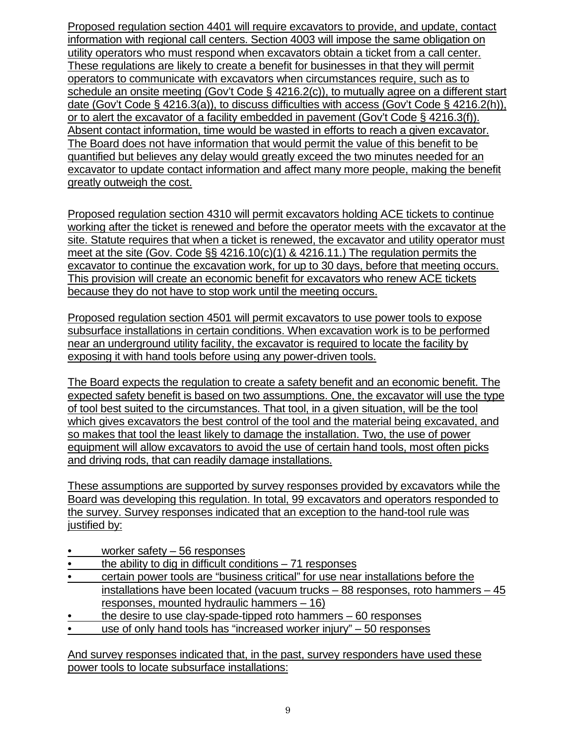Proposed regulation section 4401 will require excavators to provide, and update, contact information with regional call centers. Section 4003 will impose the same obligation on utility operators who must respond when excavators obtain a ticket from a call center. These regulations are likely to create a benefit for businesses in that they will permit operators to communicate with excavators when circumstances require, such as to schedule an onsite meeting (Gov't Code § 4216.2(c)), to mutually agree on a different start date (Gov't Code § 4216.3(a)), to discuss difficulties with access (Gov't Code § 4216.2(h)), or to alert the excavator of a facility embedded in pavement (Gov't Code § 4216.3(f)). Absent contact information, time would be wasted in efforts to reach a given excavator. The Board does not have information that would permit the value of this benefit to be quantified but believes any delay would greatly exceed the two minutes needed for an excavator to update contact information and affect many more people, making the benefit greatly outweigh the cost.

Proposed regulation section 4310 will permit excavators holding ACE tickets to continue working after the ticket is renewed and before the operator meets with the excavator at the site. Statute requires that when a ticket is renewed, the excavator and utility operator must meet at the site (Gov. Code §§ 4216.10(c)(1) & 4216.11.) The regulation permits the excavator to continue the excavation work, for up to 30 days, before that meeting occurs. This provision will create an economic benefit for excavators who renew ACE tickets because they do not have to stop work until the meeting occurs.

Proposed regulation section 4501 will permit excavators to use power tools to expose subsurface installations in certain conditions. When excavation work is to be performed near an underground utility facility, the excavator is required to locate the facility by exposing it with hand tools before using any power-driven tools.

The Board expects the regulation to create a safety benefit and an economic benefit. The expected safety benefit is based on two assumptions. One, the excavator will use the type of tool best suited to the circumstances. That tool, in a given situation, will be the tool which gives excavators the best control of the tool and the material being excavated, and so makes that tool the least likely to damage the installation. Two, the use of power equipment will allow excavators to avoid the use of certain hand tools, most often picks and driving rods, that can readily damage installations.

These assumptions are supported by survey responses provided by excavators while the Board was developing this regulation. In total, 99 excavators and operators responded to the survey. Survey responses indicated that an exception to the hand-tool rule was justified by:

- worker safety – 56 responses
- the ability to dig in difficult conditions – 71 responses
- certain power tools are "business critical" for use near installations before the installations have been located (vacuum trucks – 88 responses, roto hammers – 45 responses, mounted hydraulic hammers – 16)
- the desire to use clay-spade-tipped roto hammers – 60 responses
- use of only hand tools has "increased worker injury" – 50 responses

And survey responses indicated that, in the past, survey responders have used these power tools to locate subsurface installations: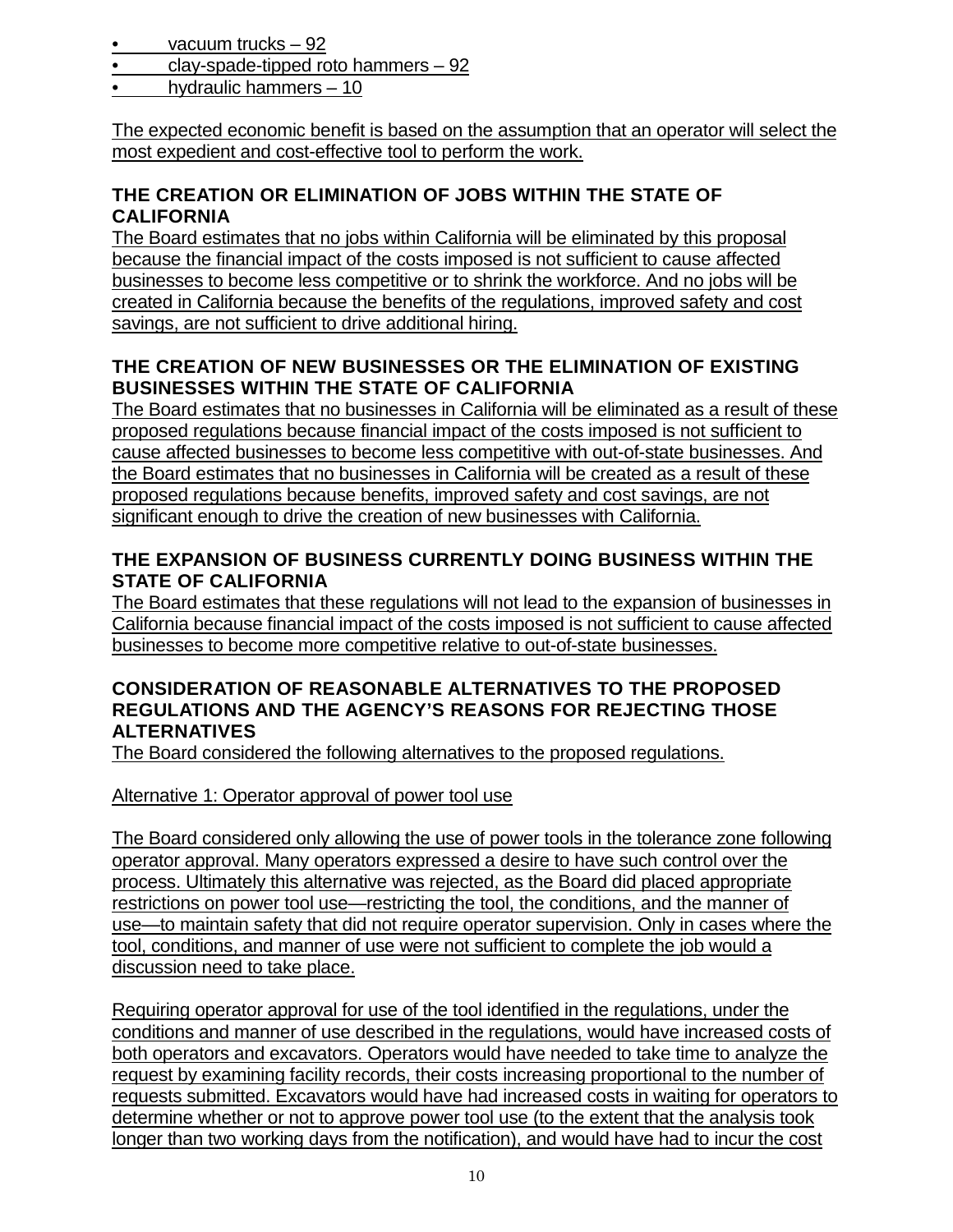- vacuum trucks – 92
- clay-spade-tipped roto hammers – 92
- hydraulic hammers – 10

The expected economic benefit is based on the assumption that an operator will select the most expedient and cost-effective tool to perform the work.

### THE CREATION OR ELIMINATION OF JOBS WITHIN THE STATE OF CALIFORNIA

The Board estimates that no jobs within California will be eliminated by this proposal because the financial impact of the costs imposed is not sufficient to cause affected businesses to become less competitive or to shrink the workforce. And no jobs will be created in California because the benefits of the regulations, improved safety and cost savings, are not sufficient to drive additional hiring.

### THE CREATION OF NEW BUSINESSES OR THE ELIMINATION OF EXISTING BUSINESSES WITHIN THE STATE OF CALIFORNIA

The Board estimates that no businesses in California will be eliminated as a result of these proposed regulations because financial impact of the costs imposed is not sufficient to cause affected businesses to become less competitive with out-of-state businesses. And the Board estimates that no businesses in California will be created as a result of these proposed regulations because benefits, improved safety and cost savings, are not significant enough to drive the creation of new businesses with California.

### THE EXPANSION OF BUSINESS CURRENTLY DOING BUSINESS WITHIN THE STATE OF CALIFORNIA

The Board estimates that these regulations will not lead to the expansion of businesses in California because financial impact of the costs imposed is not sufficient to cause affected businesses to become more competitive relative to out-of-state businesses.

### CONSIDERATION OF REASONABLE ALTERNATIVES TO THE PROPOSED REGULATIONS AND THE AGENCY'S REASONS FOR REJECTING THOSE ALTERNATIVES

The Board considered the following alternatives to the proposed regulations.

Alternative 1: Operator approval of power tool use

The Board considered only allowing the use of power tools in the tolerance zone following operator approval. Many operators expressed a desire to have such control over the process. Ultimately this alternative was rejected, as the Board did placed appropriate restrictions on power tool use—restricting the tool, the conditions, and the manner of use—to maintain safety that did not require operator supervision. Only in cases where the tool, conditions, and manner of use were not sufficient to complete the job would a discussion need to take place.

Requiring operator approval for use of the tool identified in the regulations, under the conditions and manner of use described in the regulations, would have increased costs of both operators and excavators. Operators would have needed to take time to analyze the request by examining facility records, their costs increasing proportional to the number of requests submitted. Excavators would have had increased costs in waiting for operators to determine whether or not to approve power tool use (to the extent that the analysis took longer than two working days from the notification), and would have had to incur the cost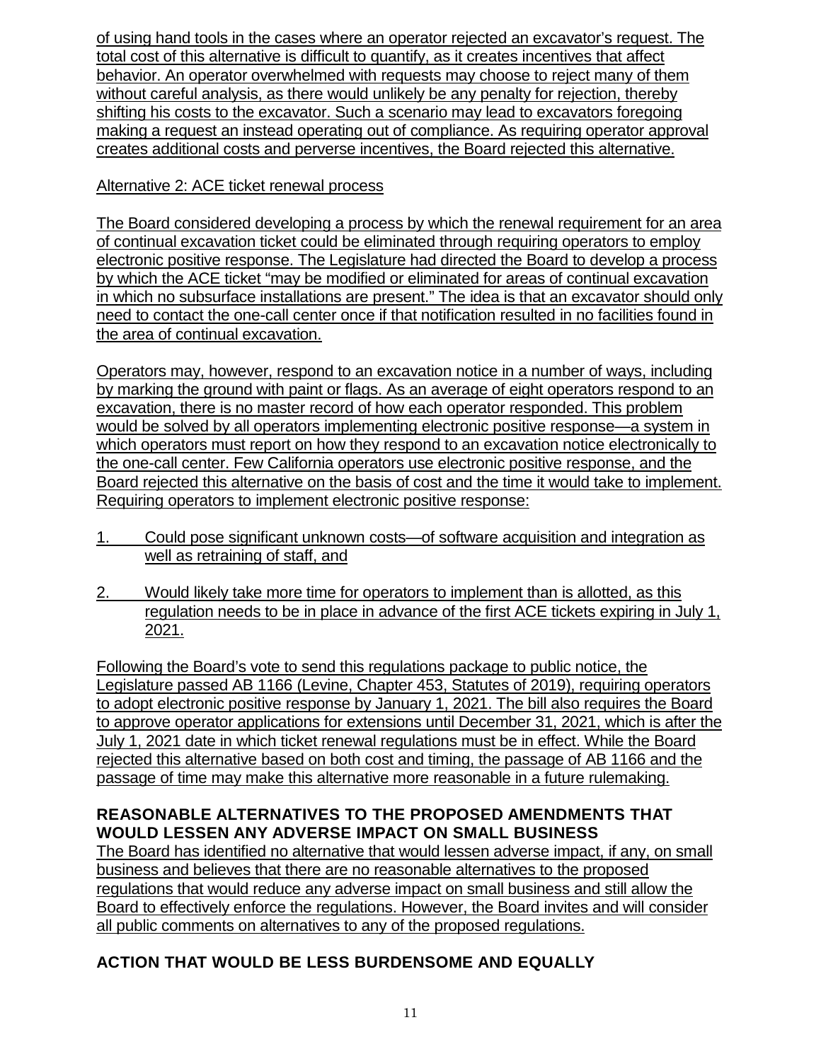of using hand tools in the cases where an operator rejected an excavator's request. The total cost of this alternative is difficult to quantify, as it creates incentives that affect behavior. An operator overwhelmed with requests may choose to reject many of them without careful analysis, as there would unlikely be any penalty for rejection, thereby shifting his costs to the excavator. Such a scenario may lead to excavators foregoing making a request an instead operating out of compliance. As requiring operator approval creates additional costs and perverse incentives, the Board rejected this alternative.

Alternative 2: ACE ticket renewal process

The Board considered developing a process by which the renewal requirement for an area of continual excavation ticket could be eliminated through requiring operators to employ electronic positive response. The Legislature had directed the Board to develop a process by which the ACE ticket "may be modified or eliminated for areas of continual excavation in which no subsurface installations are present." The idea is that an excavator should only need to contact the one-call center once if that notification resulted in no facilities found in the area of continual excavation.

Operators may, however, respond to an excavation notice in a number of ways, including by marking the ground with paint or flags. As an average of eight operators respond to an excavation, there is no master record of how each operator responded. This problem would be solved by all operators implementing electronic positive response—a system in which operators must report on how they respond to an excavation notice electronically to the one-call center. Few California operators use electronic positive response, and the Board rejected this alternative on the basis of cost and the time it would take to implement. Requiring operators to implement electronic positive response:

1. Could pose significant unknown costs—of software acquisition and integration as well as retraining of staff, and
2. Would likely take more time for operators to implement than is allotted, as this regulation needs to be in place in advance of the first ACE tickets expiring in July 1, 2021.

Following the Board's vote to send this regulations package to public notice, the Legislature passed AB 1166 (Levine, Chapter 453, Statutes of 2019), requiring operators to adopt electronic positive response by January 1, 2021. The bill also requires the Board to approve operator applications for extensions until December 31, 2021, which is after the July 1, 2021 date in which ticket renewal regulations must be in effect. While the Board rejected this alternative based on both cost and timing, the passage of AB 1166 and the passage of time may make this alternative more reasonable in a future rulemaking.

## REASONABLE ALTERNATIVES TO THE PROPOSED AMENDMENTS THAT WOULD LESSEN ANY ADVERSE IMPACT ON SMALL BUSINESS

The Board has identified no alternative that would lessen adverse impact, if any, on small business and believes that there are no reasonable alternatives to the proposed regulations that would reduce any adverse impact on small business and still allow the Board to effectively enforce the regulations. However, the Board invites and will consider all public comments on alternatives to any of the proposed regulations.

## ACTION THAT WOULD BE LESS BURDENSOME AND EQUALLY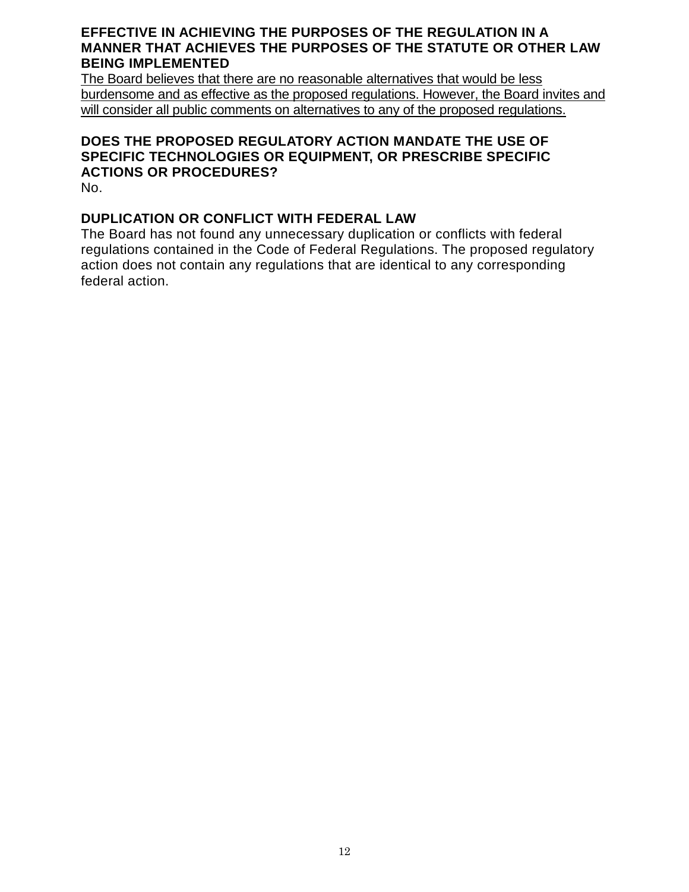**EFFECTIVE IN ACHIEVING THE PURPOSES OF THE REGULATION IN A MANNER THAT ACHIEVES THE PURPOSES OF THE STATUTE OR OTHER LAW BEING IMPLEMENTED**

<u>The Board believes that there are no reasonable alternatives that would be less burdensome and as effective as the proposed regulations. However, the Board invites and will consider all public comments on alternatives to any of the proposed regulations.</u>

**DOES THE PROPOSED REGULATORY ACTION MANDATE THE USE OF SPECIFIC TECHNOLOGIES OR EQUIPMENT, OR PRESCRIBE SPECIFIC ACTIONS OR PROCEDURES?**

No.

**DUPLICATION OR CONFLICT WITH FEDERAL LAW**

The Board has not found any unnecessary duplication or conflicts with federal regulations contained in the Code of Federal Regulations. The proposed regulatory action does not contain any regulations that are identical to any corresponding federal action.